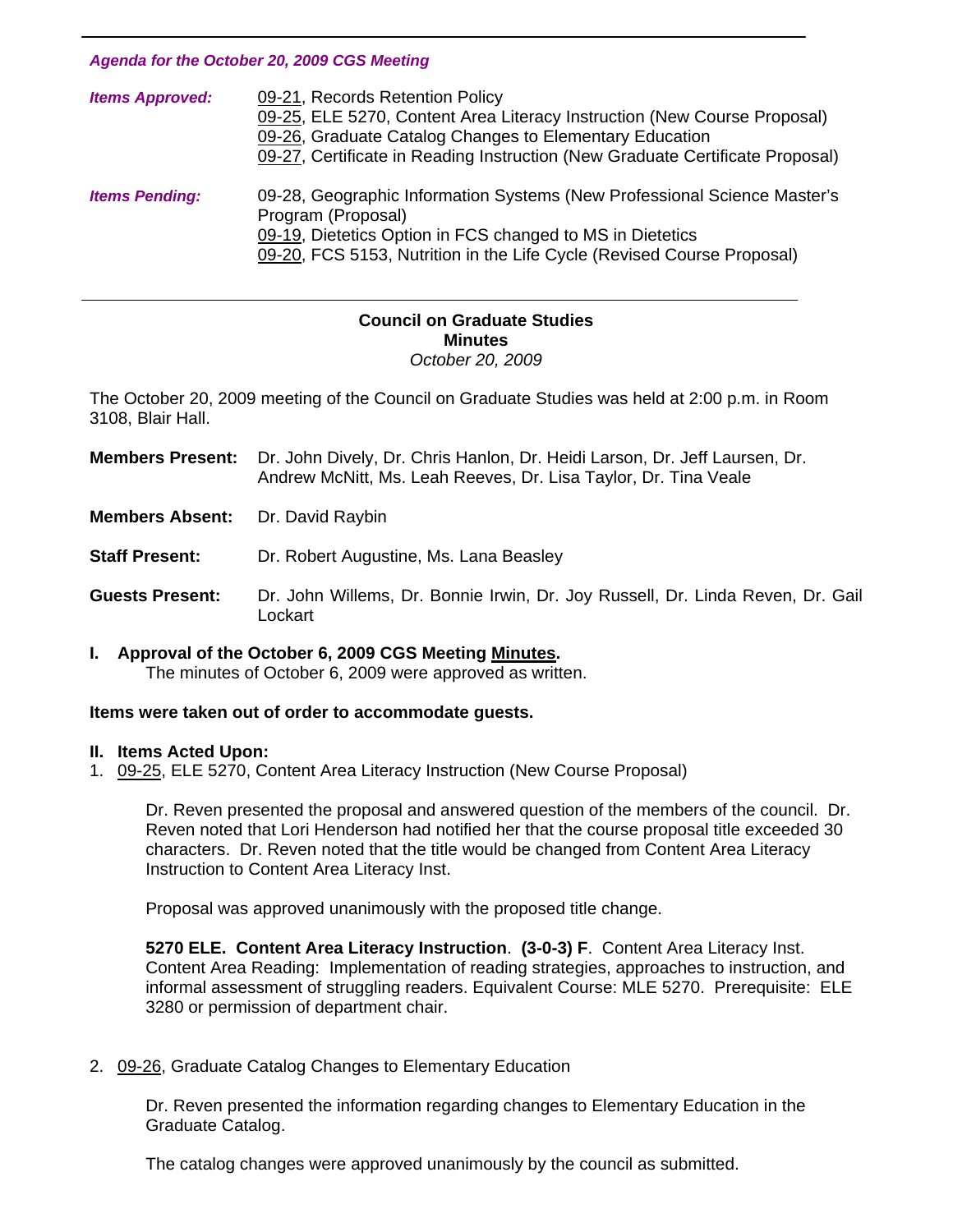*Agenda for the October 20, 2009 CGS Meeting*

| | |
|---|---|
| ***Items Approved:*** | 09-21, Records Retention Policy<br>09-25, ELE 5270, Content Area Literacy Instruction (New Course Proposal)<br>09-26, Graduate Catalog Changes to Elementary Education<br>09-27, Certificate in Reading Instruction (New Graduate Certificate Proposal) |
| ***Items Pending:*** | 09-28, Geographic Information Systems (New Professional Science Master's Program (Proposal)<br>09-19, Dietetics Option in FCS changed to MS in Dietetics<br>09-20, FCS 5153, Nutrition in the Life Cycle (Revised Course Proposal) |

---

**Council on Graduate Studies**
**Minutes**
*October 20, 2009*

The October 20, 2009 meeting of the Council on Graduate Studies was held at 2:00 p.m. in Room 3108, Blair Hall.

**Members Present:** Dr. John Dively, Dr. Chris Hanlon, Dr. Heidi Larson, Dr. Jeff Laursen, Dr. Andrew McNitt, Ms. Leah Reeves, Dr. Lisa Taylor, Dr. Tina Veale

**Members Absent:** Dr. David Raybin

**Staff Present:** Dr. Robert Augustine, Ms. Lana Beasley

**Guests Present:** Dr. John Willems, Dr. Bonnie Irwin, Dr. Joy Russell, Dr. Linda Reven, Dr. Gail Lockart

**I. Approval of the October 6, 2009 CGS Meeting Minutes.**
The minutes of October 6, 2009 were approved as written.

**Items were taken out of order to accommodate guests.**

**II. Items Acted Upon:**

1. 09-25, ELE 5270, Content Area Literacy Instruction (New Course Proposal)

   Dr. Reven presented the proposal and answered question of the members of the council. Dr. Reven noted that Lori Henderson had notified her that the course proposal title exceeded 30 characters. Dr. Reven noted that the title would be changed from Content Area Literacy Instruction to Content Area Literacy Inst.

   Proposal was approved unanimously with the proposed title change.

   **5270 ELE. Content Area Literacy Instruction**. **(3-0-3) F**. Content Area Literacy Inst. Content Area Reading: Implementation of reading strategies, approaches to instruction, and informal assessment of struggling readers. Equivalent Course: MLE 5270. Prerequisite: ELE 3280 or permission of department chair.

2. 09-26, Graduate Catalog Changes to Elementary Education

   Dr. Reven presented the information regarding changes to Elementary Education in the Graduate Catalog.

   The catalog changes were approved unanimously by the council as submitted.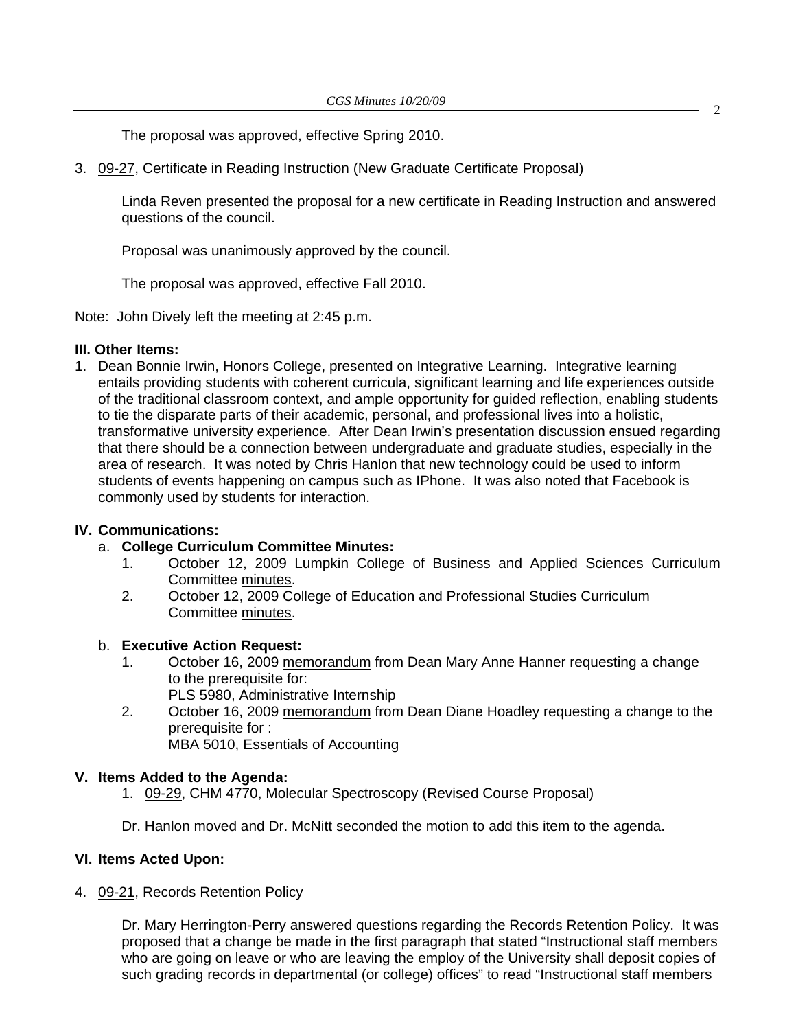The proposal was approved, effective Spring 2010.

3. 09-27, Certificate in Reading Instruction (New Graduate Certificate Proposal)

   Linda Reven presented the proposal for a new certificate in Reading Instruction and answered questions of the council.

   Proposal was unanimously approved by the council.

   The proposal was approved, effective Fall 2010.

Note: John Dively left the meeting at 2:45 p.m.

**III. Other Items:**

1. Dean Bonnie Irwin, Honors College, presented on Integrative Learning. Integrative learning entails providing students with coherent curricula, significant learning and life experiences outside of the traditional classroom context, and ample opportunity for guided reflection, enabling students to tie the disparate parts of their academic, personal, and professional lives into a holistic, transformative university experience. After Dean Irwin's presentation discussion ensued regarding that there should be a connection between undergraduate and graduate studies, especially in the area of research. It was noted by Chris Hanlon that new technology could be used to inform students of events happening on campus such as IPhone. It was also noted that Facebook is commonly used by students for interaction.

**IV. Communications:**

a. **College Curriculum Committee Minutes:**
   1. October 12, 2009 Lumpkin College of Business and Applied Sciences Curriculum Committee minutes.
   2. October 12, 2009 College of Education and Professional Studies Curriculum Committee minutes.

b. **Executive Action Request:**
   1. October 16, 2009 memorandum from Dean Mary Anne Hanner requesting a change to the prerequisite for:
      PLS 5980, Administrative Internship
   2. October 16, 2009 memorandum from Dean Diane Hoadley requesting a change to the prerequisite for :
      MBA 5010, Essentials of Accounting

**V. Items Added to the Agenda:**

1. 09-29, CHM 4770, Molecular Spectroscopy (Revised Course Proposal)

   Dr. Hanlon moved and Dr. McNitt seconded the motion to add this item to the agenda.

**VI. Items Acted Upon:**

4. 09-21, Records Retention Policy

   Dr. Mary Herrington-Perry answered questions regarding the Records Retention Policy. It was proposed that a change be made in the first paragraph that stated "Instructional staff members who are going on leave or who are leaving the employ of the University shall deposit copies of such grading records in departmental (or college) offices" to read "Instructional staff members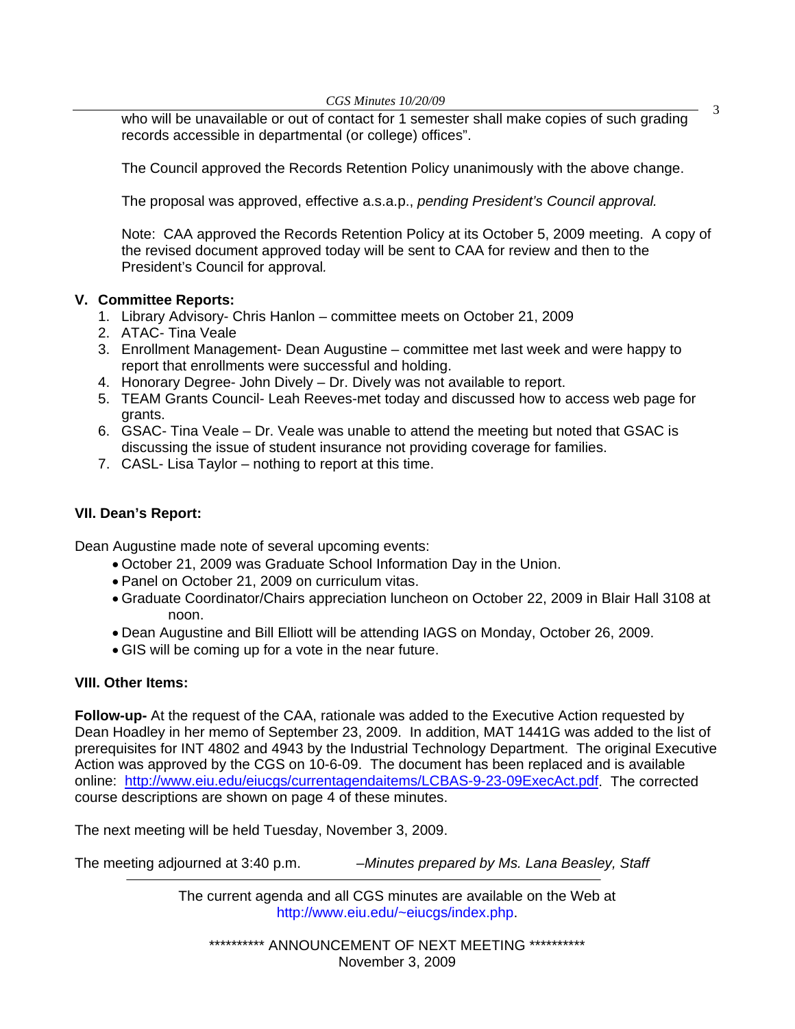who will be unavailable or out of contact for 1 semester shall make copies of such grading records accessible in departmental (or college) offices".

The Council approved the Records Retention Policy unanimously with the above change.

The proposal was approved, effective a.s.a.p., *pending President's Council approval.*

Note: CAA approved the Records Retention Policy at its October 5, 2009 meeting. A copy of the revised document approved today will be sent to CAA for review and then to the President's Council for approval.

## V. Committee Reports:

1. Library Advisory- Chris Hanlon – committee meets on October 21, 2009
2. ATAC- Tina Veale
3. Enrollment Management- Dean Augustine – committee met last week and were happy to report that enrollments were successful and holding.
4. Honorary Degree- John Dively – Dr. Dively was not available to report.
5. TEAM Grants Council- Leah Reeves-met today and discussed how to access web page for grants.
6. GSAC- Tina Veale – Dr. Veale was unable to attend the meeting but noted that GSAC is discussing the issue of student insurance not providing coverage for families.
7. CASL- Lisa Taylor – nothing to report at this time.

## VII. Dean's Report:

Dean Augustine made note of several upcoming events:

- October 21, 2009 was Graduate School Information Day in the Union.
- Panel on October 21, 2009 on curriculum vitas.
- Graduate Coordinator/Chairs appreciation luncheon on October 22, 2009 in Blair Hall 3108 at noon.
- Dean Augustine and Bill Elliott will be attending IAGS on Monday, October 26, 2009.
- GIS will be coming up for a vote in the near future.

## VIII. Other Items:

**Follow-up-** At the request of the CAA, rationale was added to the Executive Action requested by Dean Hoadley in her memo of September 23, 2009. In addition, MAT 1441G was added to the list of prerequisites for INT 4802 and 4943 by the Industrial Technology Department. The original Executive Action was approved by the CGS on 10-6-09. The document has been replaced and is available online: http://www.eiu.edu/eiucgs/currentagendaitems/LCBAS-9-23-09ExecAct.pdf. The corrected course descriptions are shown on page 4 of these minutes.

The next meeting will be held Tuesday, November 3, 2009.

The meeting adjourned at 3:40 p.m. –*Minutes prepared by Ms. Lana Beasley, Staff*

---

The current agenda and all CGS minutes are available on the Web at http://www.eiu.edu/~eiucgs/index.php.

********** ANNOUNCEMENT OF NEXT MEETING **********
November 3, 2009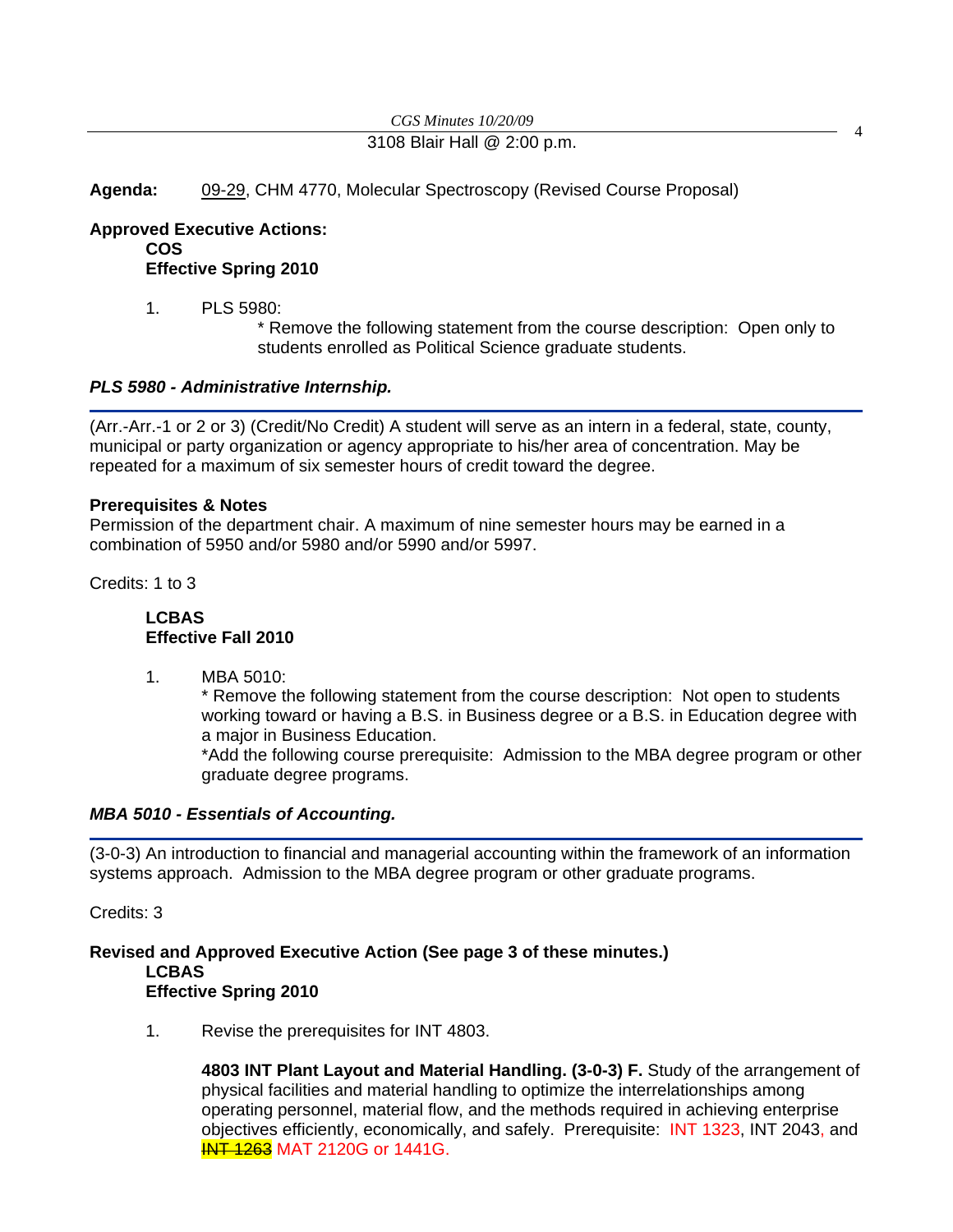3108 Blair Hall @ 2:00 p.m.

**Agenda:** 09-29, CHM 4770, Molecular Spectroscopy (Revised Course Proposal)

**Approved Executive Actions:**

**COS**

**Effective Spring 2010**

1. PLS 5980:
   * Remove the following statement from the course description: Open only to students enrolled as Political Science graduate students.

***PLS 5980 - Administrative Internship.***

(Arr.-Arr.-1 or 2 or 3) (Credit/No Credit) A student will serve as an intern in a federal, state, county, municipal or party organization or agency appropriate to his/her area of concentration. May be repeated for a maximum of six semester hours of credit toward the degree.

**Prerequisites & Notes**

Permission of the department chair. A maximum of nine semester hours may be earned in a combination of 5950 and/or 5980 and/or 5990 and/or 5997.

Credits: 1 to 3

**LCBAS**

**Effective Fall 2010**

1. MBA 5010:
   * Remove the following statement from the course description: Not open to students working toward or having a B.S. in Business degree or a B.S. in Education degree with a major in Business Education.
   *Add the following course prerequisite: Admission to the MBA degree program or other graduate degree programs.

***MBA 5010 - Essentials of Accounting.***

(3-0-3) An introduction to financial and managerial accounting within the framework of an information systems approach. Admission to the MBA degree program or other graduate programs.

Credits: 3

**Revised and Approved Executive Action (See page 3 of these minutes.)**

**LCBAS**

**Effective Spring 2010**

1. Revise the prerequisites for INT 4803.

   **4803 INT Plant Layout and Material Handling. (3-0-3) F.** Study of the arrangement of physical facilities and material handling to optimize the interrelationships among operating personnel, material flow, and the methods required in achieving enterprise objectives efficiently, economically, and safely. Prerequisite: INT 1323, INT 2043, and ~~INT 1263~~ MAT 2120G or 1441G.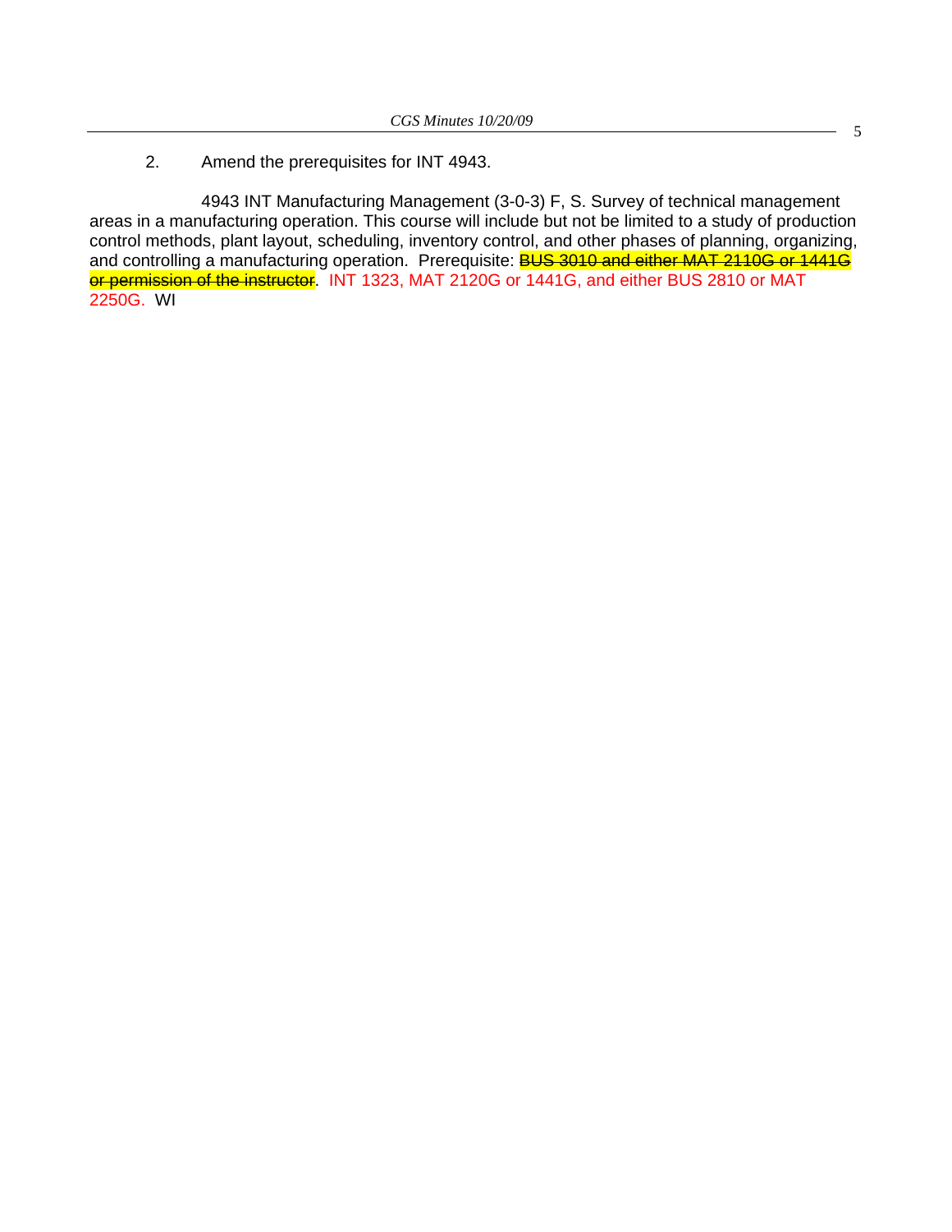2. Amend the prerequisites for INT 4943.

4943 INT Manufacturing Management (3-0-3) F, S. Survey of technical management areas in a manufacturing operation. This course will include but not be limited to a study of production control methods, plant layout, scheduling, inventory control, and other phases of planning, organizing, and controlling a manufacturing operation. Prerequisite: ~~BUS 3010 and either MAT 2110G or 1441G or permission of the instructor~~. INT 1323, MAT 2120G or 1441G, and either BUS 2810 or MAT 2250G. WI